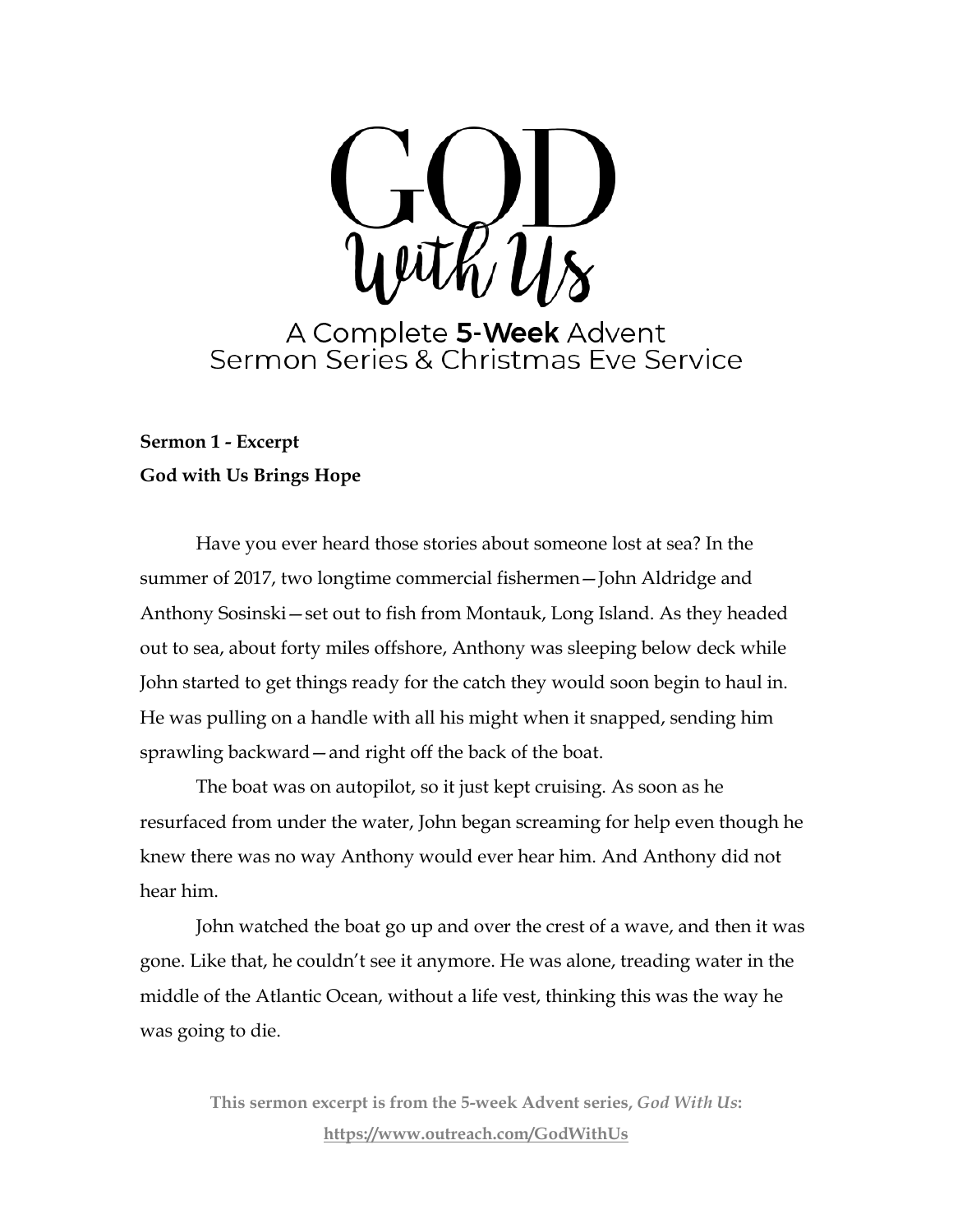# GOD With Us

## A Complete **5-Week** Advent Sermon Series & Christmas Eve Service

**Sermon 1 - Excerpt**
**God with Us Brings Hope**

Have you ever heard those stories about someone lost at sea? In the summer of 2017, two longtime commercial fishermen—John Aldridge and Anthony Sosinski—set out to fish from Montauk, Long Island. As they headed out to sea, about forty miles offshore, Anthony was sleeping below deck while John started to get things ready for the catch they would soon begin to haul in. He was pulling on a handle with all his might when it snapped, sending him sprawling backward—and right off the back of the boat.

The boat was on autopilot, so it just kept cruising. As soon as he resurfaced from under the water, John began screaming for help even though he knew there was no way Anthony would ever hear him. And Anthony did not hear him.

John watched the boat go up and over the crest of a wave, and then it was gone. Like that, he couldn't see it anymore. He was alone, treading water in the middle of the Atlantic Ocean, without a life vest, thinking this was the way he was going to die.

**This sermon excerpt is from the 5-week Advent series, *God With Us*: https://www.outreach.com/GodWithUs**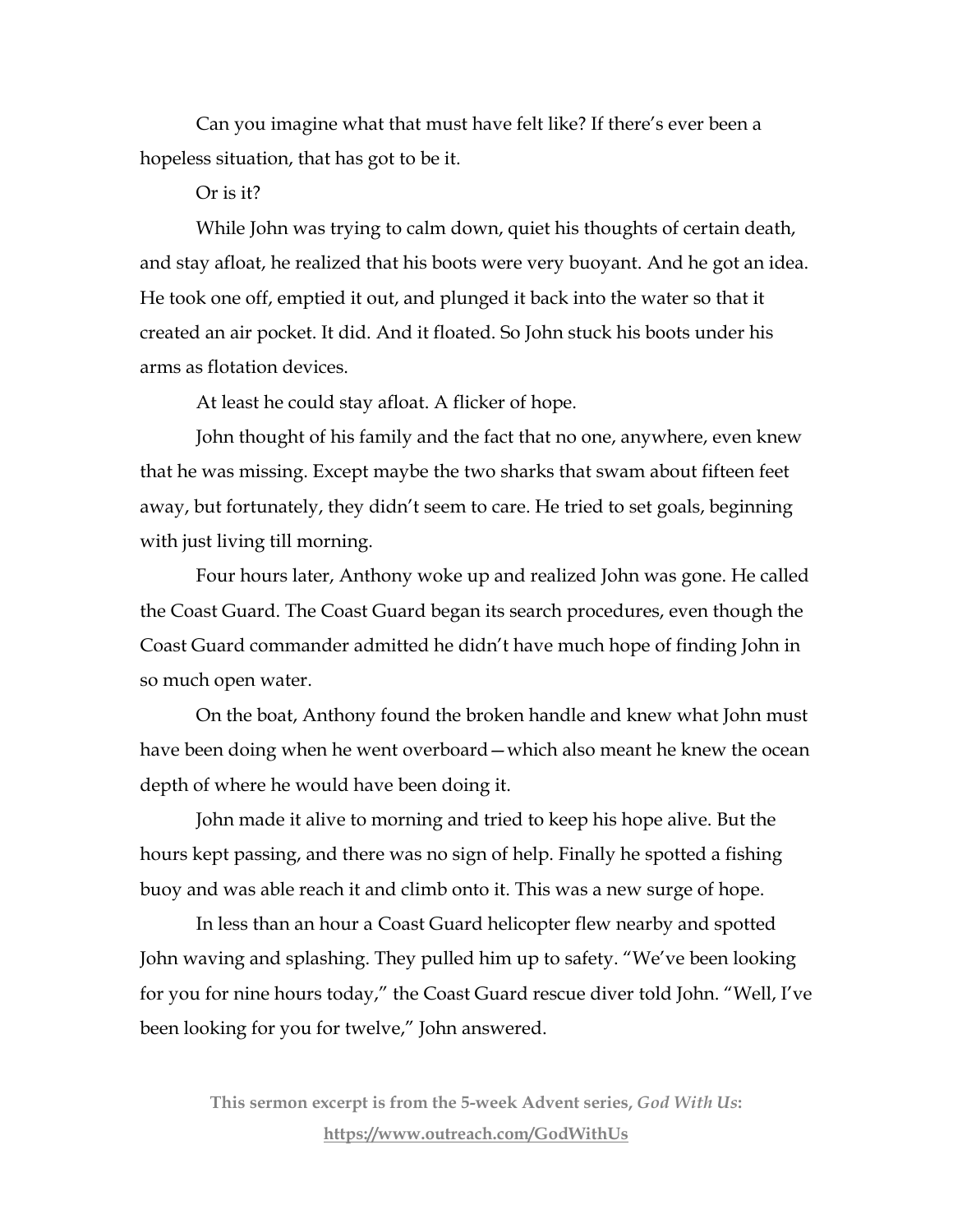Can you imagine what that must have felt like? If there's ever been a hopeless situation, that has got to be it.

Or is it?

While John was trying to calm down, quiet his thoughts of certain death, and stay afloat, he realized that his boots were very buoyant. And he got an idea. He took one off, emptied it out, and plunged it back into the water so that it created an air pocket. It did. And it floated. So John stuck his boots under his arms as flotation devices.

At least he could stay afloat. A flicker of hope.

John thought of his family and the fact that no one, anywhere, even knew that he was missing. Except maybe the two sharks that swam about fifteen feet away, but fortunately, they didn't seem to care. He tried to set goals, beginning with just living till morning.

Four hours later, Anthony woke up and realized John was gone. He called the Coast Guard. The Coast Guard began its search procedures, even though the Coast Guard commander admitted he didn't have much hope of finding John in so much open water.

On the boat, Anthony found the broken handle and knew what John must have been doing when he went overboard—which also meant he knew the ocean depth of where he would have been doing it.

John made it alive to morning and tried to keep his hope alive. But the hours kept passing, and there was no sign of help. Finally he spotted a fishing buoy and was able reach it and climb onto it. This was a new surge of hope.

In less than an hour a Coast Guard helicopter flew nearby and spotted John waving and splashing. They pulled him up to safety. "We've been looking for you for nine hours today," the Coast Guard rescue diver told John. "Well, I've been looking for you for twelve," John answered.

**This sermon excerpt is from the 5-week Advent series, *God With Us*: https://www.outreach.com/GodWithUs**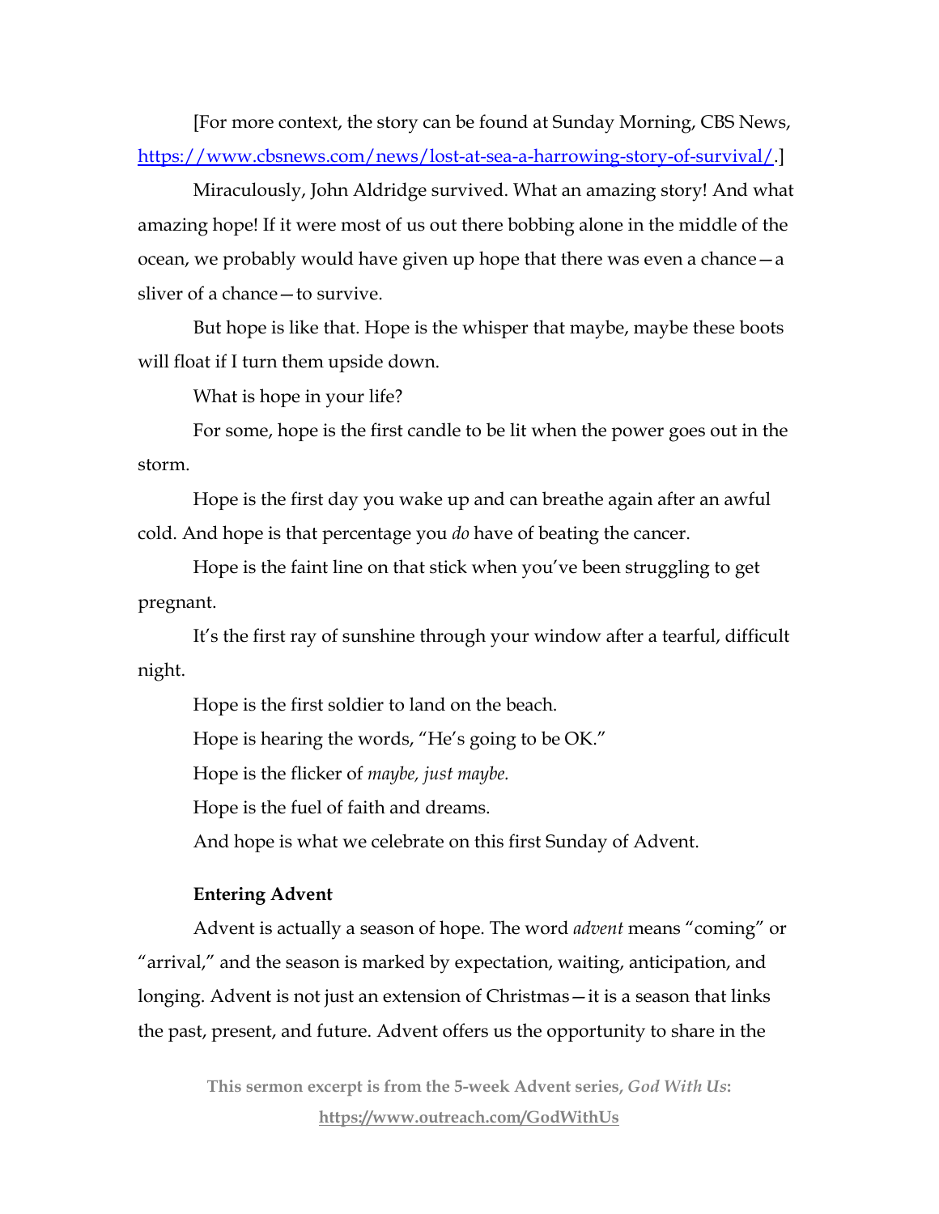[For more context, the story can be found at Sunday Morning, CBS News, https://www.cbsnews.com/news/lost-at-sea-a-harrowing-story-of-survival/.]

Miraculously, John Aldridge survived. What an amazing story! And what amazing hope! If it were most of us out there bobbing alone in the middle of the ocean, we probably would have given up hope that there was even a chance—a sliver of a chance—to survive.

But hope is like that. Hope is the whisper that maybe, maybe these boots will float if I turn them upside down.

What is hope in your life?

For some, hope is the first candle to be lit when the power goes out in the storm.

Hope is the first day you wake up and can breathe again after an awful cold. And hope is that percentage you *do* have of beating the cancer.

Hope is the faint line on that stick when you've been struggling to get pregnant.

It's the first ray of sunshine through your window after a tearful, difficult night.

Hope is the first soldier to land on the beach.

Hope is hearing the words, "He's going to be OK."

Hope is the flicker of *maybe, just maybe.*

Hope is the fuel of faith and dreams.

And hope is what we celebrate on this first Sunday of Advent.

**Entering Advent**

Advent is actually a season of hope. The word *advent* means "coming" or "arrival," and the season is marked by expectation, waiting, anticipation, and longing. Advent is not just an extension of Christmas—it is a season that links the past, present, and future. Advent offers us the opportunity to share in the

**This sermon excerpt is from the 5-week Advent series, *God With Us*: https://www.outreach.com/GodWithUs**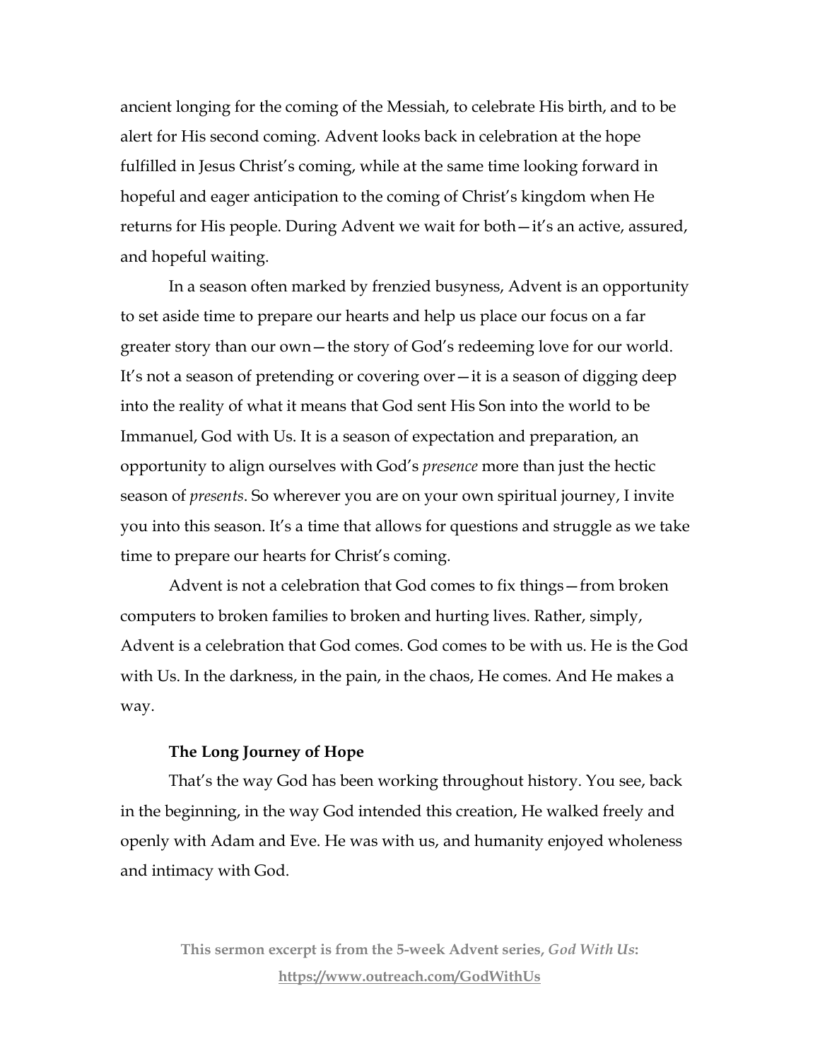ancient longing for the coming of the Messiah, to celebrate His birth, and to be alert for His second coming. Advent looks back in celebration at the hope fulfilled in Jesus Christ's coming, while at the same time looking forward in hopeful and eager anticipation to the coming of Christ's kingdom when He returns for His people. During Advent we wait for both—it's an active, assured, and hopeful waiting.

In a season often marked by frenzied busyness, Advent is an opportunity to set aside time to prepare our hearts and help us place our focus on a far greater story than our own—the story of God's redeeming love for our world. It's not a season of pretending or covering over—it is a season of digging deep into the reality of what it means that God sent His Son into the world to be Immanuel, God with Us. It is a season of expectation and preparation, an opportunity to align ourselves with God's *presence* more than just the hectic season of *presents*. So wherever you are on your own spiritual journey, I invite you into this season. It's a time that allows for questions and struggle as we take time to prepare our hearts for Christ's coming.

Advent is not a celebration that God comes to fix things—from broken computers to broken families to broken and hurting lives. Rather, simply, Advent is a celebration that God comes. God comes to be with us. He is the God with Us. In the darkness, in the pain, in the chaos, He comes. And He makes a way.

**The Long Journey of Hope**

That's the way God has been working throughout history. You see, back in the beginning, in the way God intended this creation, He walked freely and openly with Adam and Eve. He was with us, and humanity enjoyed wholeness and intimacy with God.

**This sermon excerpt is from the 5-week Advent series, *God With Us*: https://www.outreach.com/GodWithUs**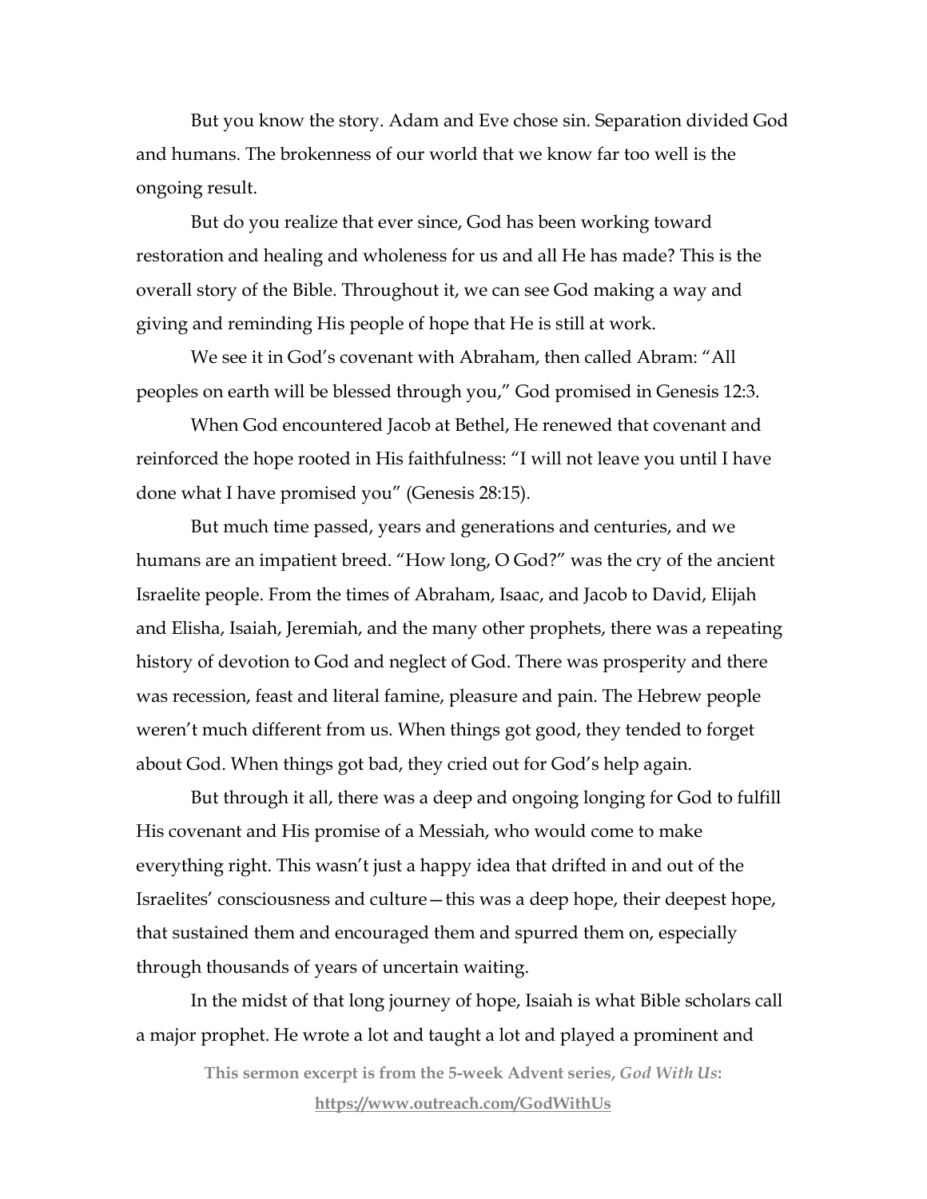But you know the story. Adam and Eve chose sin. Separation divided God and humans. The brokenness of our world that we know far too well is the ongoing result.

But do you realize that ever since, God has been working toward restoration and healing and wholeness for us and all He has made? This is the overall story of the Bible. Throughout it, we can see God making a way and giving and reminding His people of hope that He is still at work.

We see it in God's covenant with Abraham, then called Abram: "All peoples on earth will be blessed through you," God promised in Genesis 12:3.

When God encountered Jacob at Bethel, He renewed that covenant and reinforced the hope rooted in His faithfulness: "I will not leave you until I have done what I have promised you" (Genesis 28:15).

But much time passed, years and generations and centuries, and we humans are an impatient breed. "How long, O God?" was the cry of the ancient Israelite people. From the times of Abraham, Isaac, and Jacob to David, Elijah and Elisha, Isaiah, Jeremiah, and the many other prophets, there was a repeating history of devotion to God and neglect of God. There was prosperity and there was recession, feast and literal famine, pleasure and pain. The Hebrew people weren't much different from us. When things got good, they tended to forget about God. When things got bad, they cried out for God's help again.

But through it all, there was a deep and ongoing longing for God to fulfill His covenant and His promise of a Messiah, who would come to make everything right. This wasn't just a happy idea that drifted in and out of the Israelites' consciousness and culture—this was a deep hope, their deepest hope, that sustained them and encouraged them and spurred them on, especially through thousands of years of uncertain waiting.

In the midst of that long journey of hope, Isaiah is what Bible scholars call a major prophet. He wrote a lot and taught a lot and played a prominent and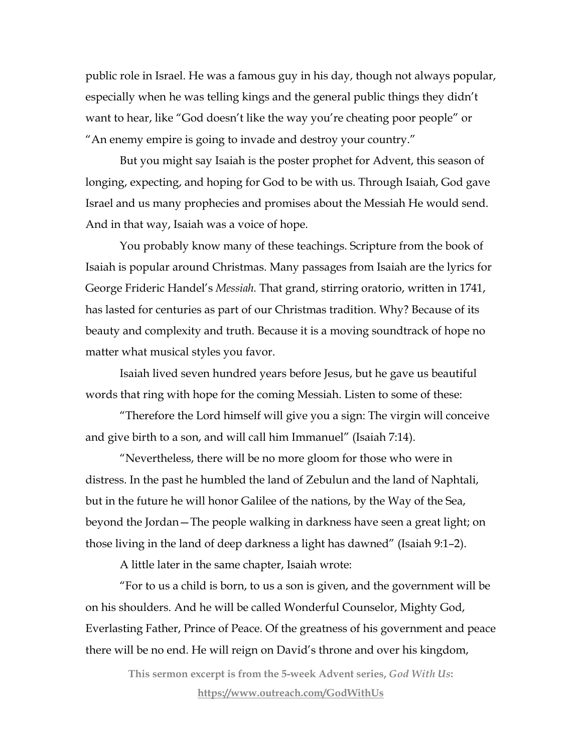public role in Israel. He was a famous guy in his day, though not always popular, especially when he was telling kings and the general public things they didn't want to hear, like "God doesn't like the way you're cheating poor people" or "An enemy empire is going to invade and destroy your country."

But you might say Isaiah is the poster prophet for Advent, this season of longing, expecting, and hoping for God to be with us. Through Isaiah, God gave Israel and us many prophecies and promises about the Messiah He would send. And in that way, Isaiah was a voice of hope.

You probably know many of these teachings. Scripture from the book of Isaiah is popular around Christmas. Many passages from Isaiah are the lyrics for George Frideric Handel's *Messiah.* That grand, stirring oratorio, written in 1741, has lasted for centuries as part of our Christmas tradition. Why? Because of its beauty and complexity and truth. Because it is a moving soundtrack of hope no matter what musical styles you favor.

Isaiah lived seven hundred years before Jesus, but he gave us beautiful words that ring with hope for the coming Messiah. Listen to some of these:

"Therefore the Lord himself will give you a sign: The virgin will conceive and give birth to a son, and will call him Immanuel" (Isaiah 7:14).

"Nevertheless, there will be no more gloom for those who were in distress. In the past he humbled the land of Zebulun and the land of Naphtali, but in the future he will honor Galilee of the nations, by the Way of the Sea, beyond the Jordan—The people walking in darkness have seen a great light; on those living in the land of deep darkness a light has dawned" (Isaiah 9:1–2).

A little later in the same chapter, Isaiah wrote:

"For to us a child is born, to us a son is given, and the government will be on his shoulders. And he will be called Wonderful Counselor, Mighty God, Everlasting Father, Prince of Peace. Of the greatness of his government and peace there will be no end. He will reign on David's throne and over his kingdom,

**This sermon excerpt is from the 5-week Advent series, *God With Us*: https://www.outreach.com/GodWithUs**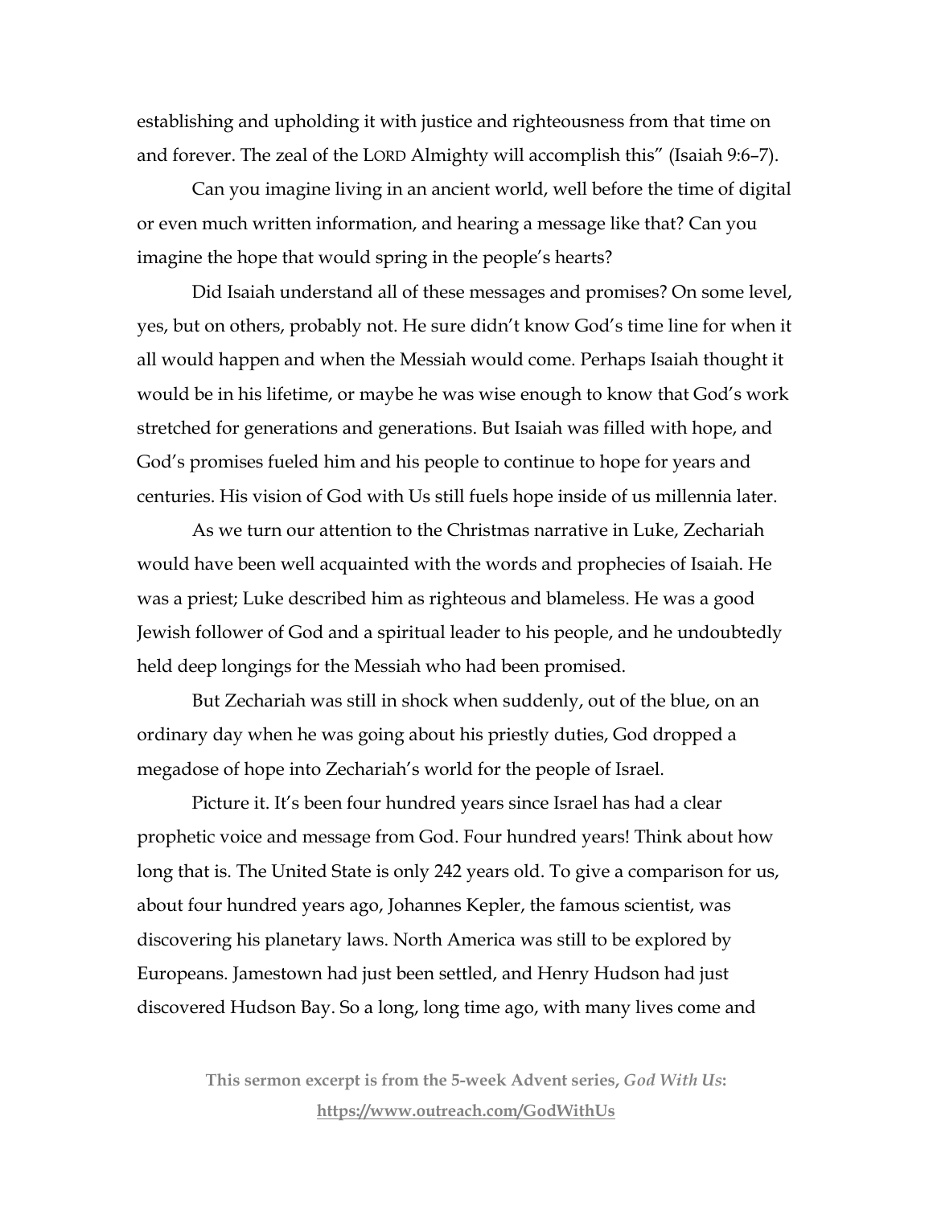establishing and upholding it with justice and righteousness from that time on and forever. The zeal of the LORD Almighty will accomplish this" (Isaiah 9:6–7).

Can you imagine living in an ancient world, well before the time of digital or even much written information, and hearing a message like that? Can you imagine the hope that would spring in the people's hearts?

Did Isaiah understand all of these messages and promises? On some level, yes, but on others, probably not. He sure didn't know God's time line for when it all would happen and when the Messiah would come. Perhaps Isaiah thought it would be in his lifetime, or maybe he was wise enough to know that God's work stretched for generations and generations. But Isaiah was filled with hope, and God's promises fueled him and his people to continue to hope for years and centuries. His vision of God with Us still fuels hope inside of us millennia later.

As we turn our attention to the Christmas narrative in Luke, Zechariah would have been well acquainted with the words and prophecies of Isaiah. He was a priest; Luke described him as righteous and blameless. He was a good Jewish follower of God and a spiritual leader to his people, and he undoubtedly held deep longings for the Messiah who had been promised.

But Zechariah was still in shock when suddenly, out of the blue, on an ordinary day when he was going about his priestly duties, God dropped a megadose of hope into Zechariah's world for the people of Israel.

Picture it. It's been four hundred years since Israel has had a clear prophetic voice and message from God. Four hundred years! Think about how long that is. The United State is only 242 years old. To give a comparison for us, about four hundred years ago, Johannes Kepler, the famous scientist, was discovering his planetary laws. North America was still to be explored by Europeans. Jamestown had just been settled, and Henry Hudson had just discovered Hudson Bay. So a long, long time ago, with many lives come and

**This sermon excerpt is from the 5-week Advent series, *God With Us*: https://www.outreach.com/GodWithUs**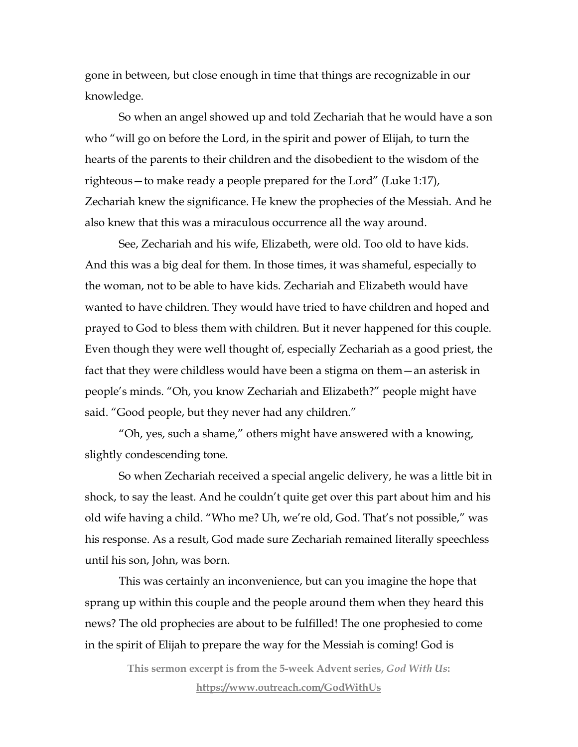gone in between, but close enough in time that things are recognizable in our knowledge.

So when an angel showed up and told Zechariah that he would have a son who "will go on before the Lord, in the spirit and power of Elijah, to turn the hearts of the parents to their children and the disobedient to the wisdom of the righteous—to make ready a people prepared for the Lord" (Luke 1:17), Zechariah knew the significance. He knew the prophecies of the Messiah. And he also knew that this was a miraculous occurrence all the way around.

See, Zechariah and his wife, Elizabeth, were old. Too old to have kids. And this was a big deal for them. In those times, it was shameful, especially to the woman, not to be able to have kids. Zechariah and Elizabeth would have wanted to have children. They would have tried to have children and hoped and prayed to God to bless them with children. But it never happened for this couple. Even though they were well thought of, especially Zechariah as a good priest, the fact that they were childless would have been a stigma on them—an asterisk in people's minds. "Oh, you know Zechariah and Elizabeth?" people might have said. "Good people, but they never had any children."

"Oh, yes, such a shame," others might have answered with a knowing, slightly condescending tone.

So when Zechariah received a special angelic delivery, he was a little bit in shock, to say the least. And he couldn't quite get over this part about him and his old wife having a child. "Who me? Uh, we're old, God. That's not possible," was his response. As a result, God made sure Zechariah remained literally speechless until his son, John, was born.

This was certainly an inconvenience, but can you imagine the hope that sprang up within this couple and the people around them when they heard this news? The old prophecies are about to be fulfilled! The one prophesied to come in the spirit of Elijah to prepare the way for the Messiah is coming! God is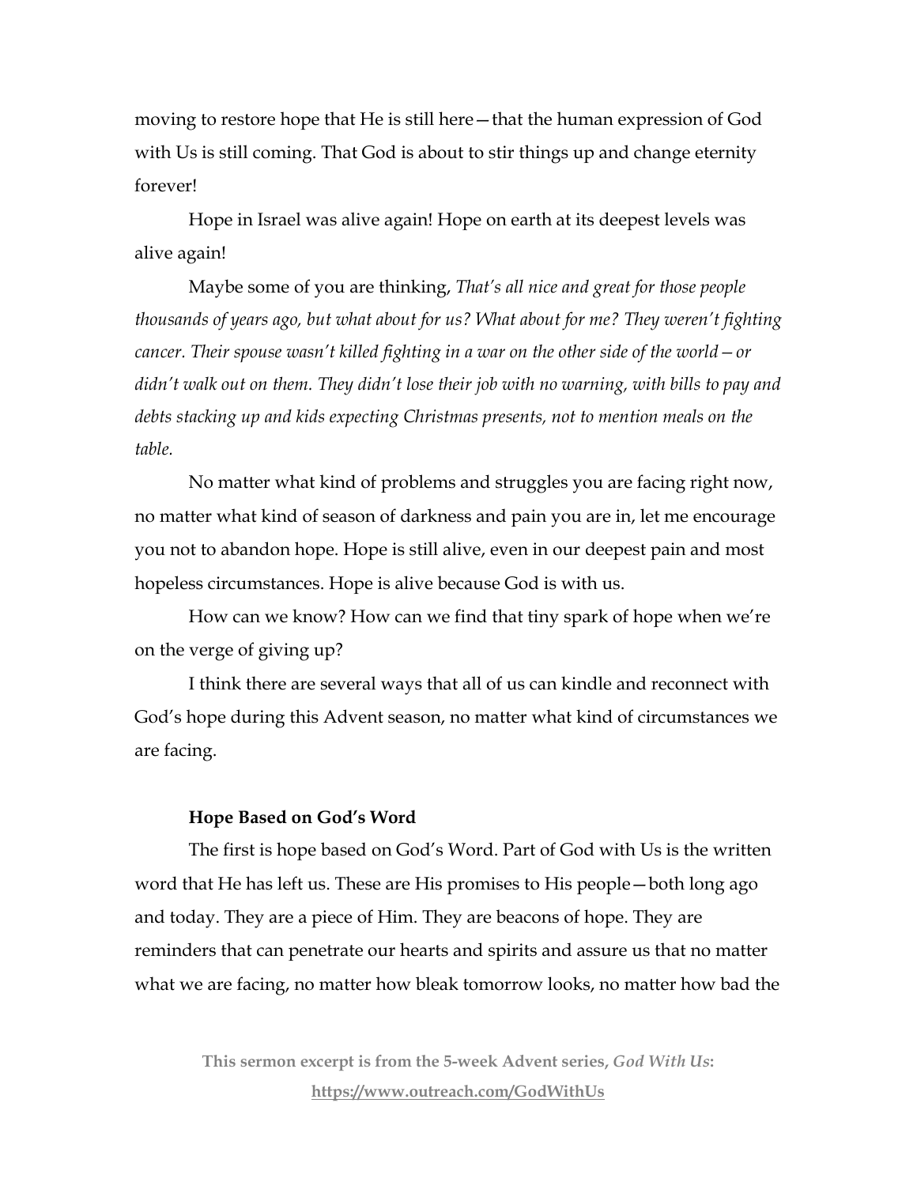moving to restore hope that He is still here—that the human expression of God with Us is still coming. That God is about to stir things up and change eternity forever!

Hope in Israel was alive again! Hope on earth at its deepest levels was alive again!

Maybe some of you are thinking, *That's all nice and great for those people thousands of years ago, but what about for us? What about for me? They weren't fighting cancer. Their spouse wasn't killed fighting in a war on the other side of the world—or didn't walk out on them. They didn't lose their job with no warning, with bills to pay and debts stacking up and kids expecting Christmas presents, not to mention meals on the table.*

No matter what kind of problems and struggles you are facing right now, no matter what kind of season of darkness and pain you are in, let me encourage you not to abandon hope. Hope is still alive, even in our deepest pain and most hopeless circumstances. Hope is alive because God is with us.

How can we know? How can we find that tiny spark of hope when we're on the verge of giving up?

I think there are several ways that all of us can kindle and reconnect with God's hope during this Advent season, no matter what kind of circumstances we are facing.

**Hope Based on God's Word**

The first is hope based on God's Word. Part of God with Us is the written word that He has left us. These are His promises to His people—both long ago and today. They are a piece of Him. They are beacons of hope. They are reminders that can penetrate our hearts and spirits and assure us that no matter what we are facing, no matter how bleak tomorrow looks, no matter how bad the

**This sermon excerpt is from the 5-week Advent series, *God With Us*: https://www.outreach.com/GodWithUs**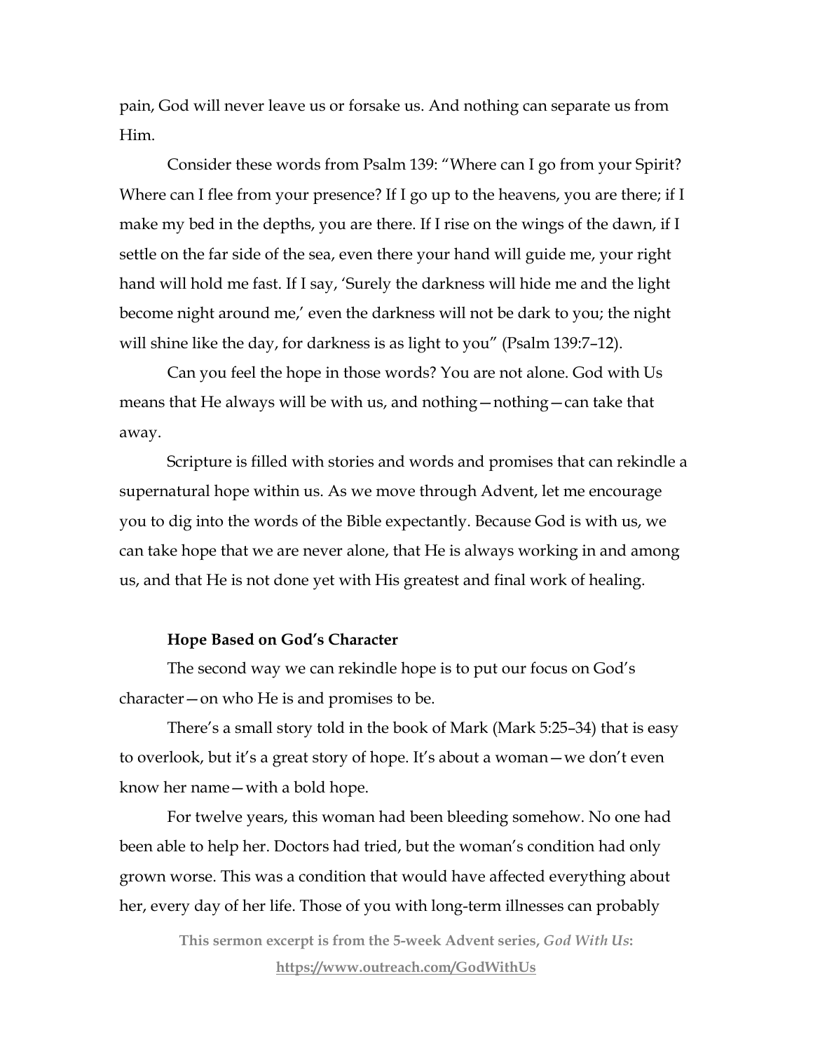pain, God will never leave us or forsake us. And nothing can separate us from Him.

Consider these words from Psalm 139: "Where can I go from your Spirit? Where can I flee from your presence? If I go up to the heavens, you are there; if I make my bed in the depths, you are there. If I rise on the wings of the dawn, if I settle on the far side of the sea, even there your hand will guide me, your right hand will hold me fast. If I say, 'Surely the darkness will hide me and the light become night around me,' even the darkness will not be dark to you; the night will shine like the day, for darkness is as light to you" (Psalm 139:7–12).

Can you feel the hope in those words? You are not alone. God with Us means that He always will be with us, and nothing—nothing—can take that away.

Scripture is filled with stories and words and promises that can rekindle a supernatural hope within us. As we move through Advent, let me encourage you to dig into the words of the Bible expectantly. Because God is with us, we can take hope that we are never alone, that He is always working in and among us, and that He is not done yet with His greatest and final work of healing.

**Hope Based on God's Character**

The second way we can rekindle hope is to put our focus on God's character—on who He is and promises to be.

There's a small story told in the book of Mark (Mark 5:25–34) that is easy to overlook, but it's a great story of hope. It's about a woman—we don't even know her name—with a bold hope.

For twelve years, this woman had been bleeding somehow. No one had been able to help her. Doctors had tried, but the woman's condition had only grown worse. This was a condition that would have affected everything about her, every day of her life. Those of you with long-term illnesses can probably

**This sermon excerpt is from the 5-week Advent series, *God With Us*: https://www.outreach.com/GodWithUs**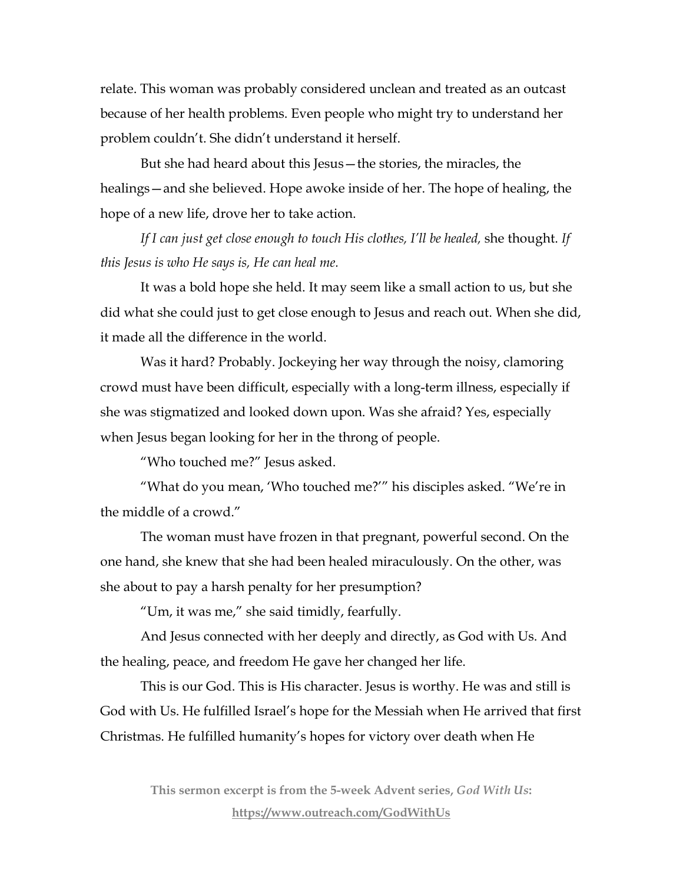relate. This woman was probably considered unclean and treated as an outcast because of her health problems. Even people who might try to understand her problem couldn't. She didn't understand it herself.

But she had heard about this Jesus—the stories, the miracles, the healings—and she believed. Hope awoke inside of her. The hope of healing, the hope of a new life, drove her to take action.

*If I can just get close enough to touch His clothes, I'll be healed,* she thought. *If this Jesus is who He says is, He can heal me.*

It was a bold hope she held. It may seem like a small action to us, but she did what she could just to get close enough to Jesus and reach out. When she did, it made all the difference in the world.

Was it hard? Probably. Jockeying her way through the noisy, clamoring crowd must have been difficult, especially with a long-term illness, especially if she was stigmatized and looked down upon. Was she afraid? Yes, especially when Jesus began looking for her in the throng of people.

"Who touched me?" Jesus asked.

"What do you mean, 'Who touched me?'" his disciples asked. "We're in the middle of a crowd."

The woman must have frozen in that pregnant, powerful second. On the one hand, she knew that she had been healed miraculously. On the other, was she about to pay a harsh penalty for her presumption?

"Um, it was me," she said timidly, fearfully.

And Jesus connected with her deeply and directly, as God with Us. And the healing, peace, and freedom He gave her changed her life.

This is our God. This is His character. Jesus is worthy. He was and still is God with Us. He fulfilled Israel's hope for the Messiah when He arrived that first Christmas. He fulfilled humanity's hopes for victory over death when He

**This sermon excerpt is from the 5-week Advent series, *God With Us*: https://www.outreach.com/GodWithUs**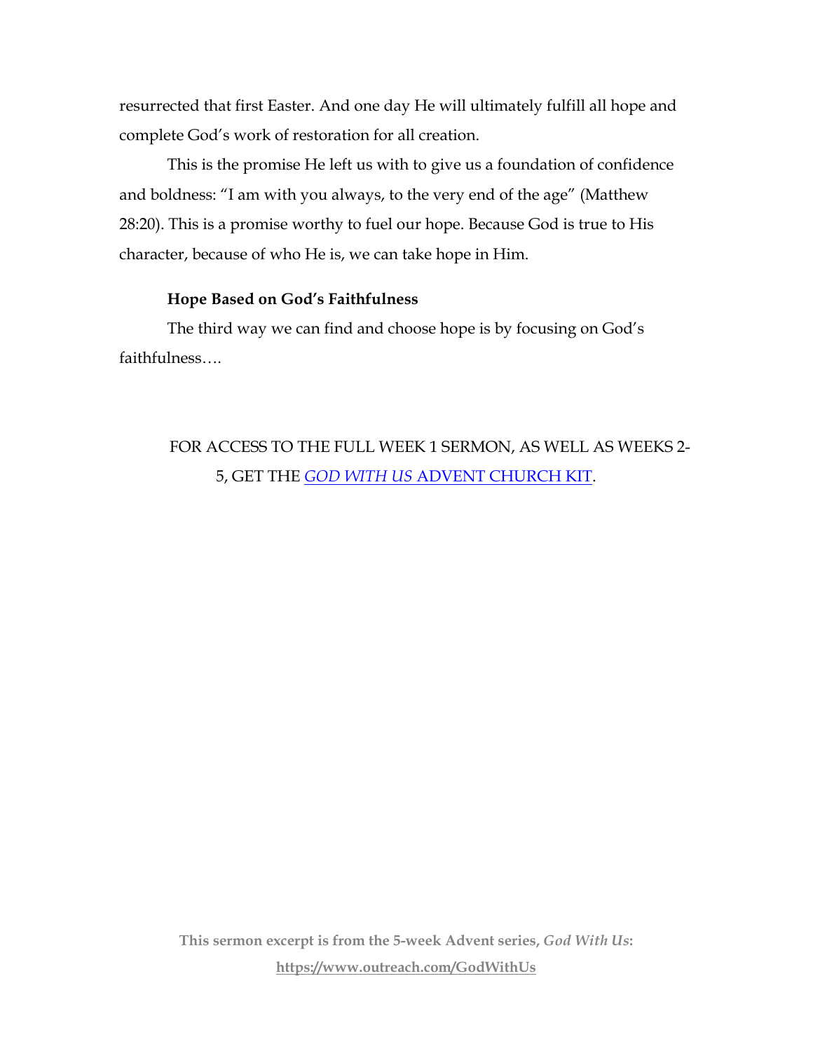resurrected that first Easter. And one day He will ultimately fulfill all hope and complete God's work of restoration for all creation.

This is the promise He left us with to give us a foundation of confidence and boldness: "I am with you always, to the very end of the age" (Matthew 28:20). This is a promise worthy to fuel our hope. Because God is true to His character, because of who He is, we can take hope in Him.

**Hope Based on God's Faithfulness**

The third way we can find and choose hope is by focusing on God's faithfulness….

FOR ACCESS TO THE FULL WEEK 1 SERMON, AS WELL AS WEEKS 2-5, GET THE *GOD WITH US* ADVENT CHURCH KIT.

**This sermon excerpt is from the 5-week Advent series, *God With Us*: https://www.outreach.com/GodWithUs**